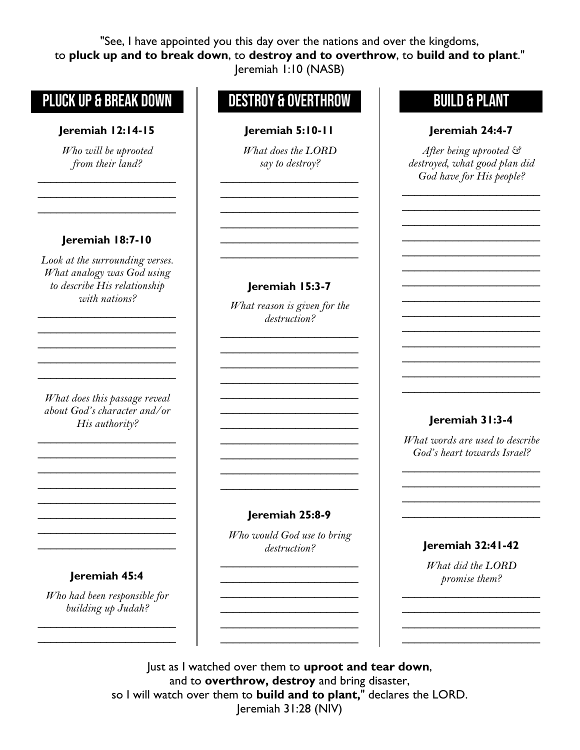"See, I have appointed you this day over the nations and over the kingdoms,
to **pluck up and to break down**, to **destroy and to overthrow**, to **build and to plant**."
Jeremiah 1:10 (NASB)

## PLUCK UP & BREAK DOWN

**Jeremiah 12:14-15**

*Who will be uprooted from their land?*

______________________
______________________
______________________

**Jeremiah 18:7-10**

*Look at the surrounding verses. What analogy was God using to describe His relationship with nations?*

______________________
______________________
______________________
______________________
______________________

*What does this passage reveal about God's character and/or His authority?*

______________________
______________________
______________________
______________________
______________________
______________________
______________________
______________________

**Jeremiah 45:4**

*Who had been responsible for building up Judah?*

______________________
______________________

## DESTROY & OVERTHROW

**Jeremiah 5:10-11**

*What does the LORD say to destroy?*

______________________
______________________
______________________
______________________
______________________
______________________

**Jeremiah 15:3-7**

*What reason is given for the destruction?*

______________________
______________________
______________________
______________________
______________________
______________________
______________________
______________________
______________________
______________________
______________________

**Jeremiah 25:8-9**

*Who would God use to bring destruction?*

______________________
______________________
______________________
______________________
______________________
______________________

## BUILD & PLANT

**Jeremiah 24:4-7**

*After being uprooted & destroyed, what good plan did God have for His people?*

______________________
______________________
______________________
______________________
______________________
______________________
______________________
______________________
______________________
______________________
______________________
______________________
______________________
______________________

**Jeremiah 31:3-4**

*What words are used to describe God's heart towards Israel?*

______________________
______________________
______________________
______________________

**Jeremiah 32:41-42**

*What did the LORD promise them?*

______________________
______________________
______________________
______________________

Just as I watched over them to **uproot and tear down**,
and to **overthrow, destroy** and bring disaster,
so I will watch over them to **build and to plant,**" declares the LORD.
Jeremiah 31:28 (NIV)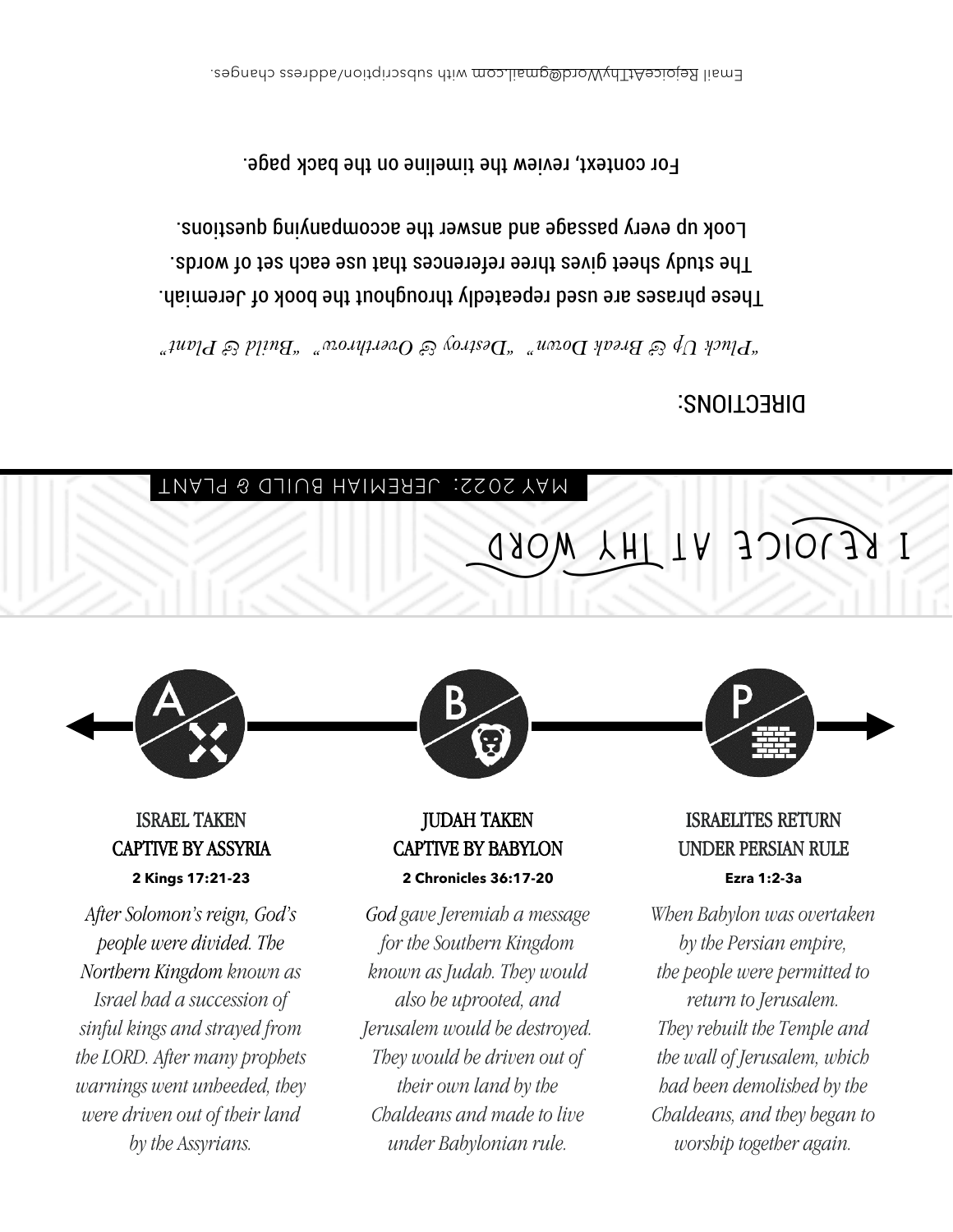# I REJOICE AT THY WORD

MAY 2022: JEREMIAH BUILD & PLANT

## DIRECTIONS:

*"Pluck Up & Break Down" "Destroy & Overthrow" "Build & Plant"*

These phrases are used repeatedly throughout the book of Jeremiah.
The study sheet gives three references that use each set of words.
Look up every passage and answer the accompanying questions.

For context, review the timeline on the back page.

Email RejoiceAtThyWord@gmail.com with subscription/address changes.

---

A — ISRAEL TAKEN CAPTIVE BY ASSYRIA

**2 Kings 17:21-23**

*After Solomon's reign, God's people were divided. The Northern Kingdom known as Israel had a succession of sinful kings and strayed from the LORD. After many prophets warnings went unheeded, they were driven out of their land by the Assyrians.*

B — JUDAH TAKEN CAPTIVE BY BABYLON

**2 Chronicles 36:17-20**

*God gave Jeremiah a message for the Southern Kingdom known as Judah. They would also be uprooted, and Jerusalem would be destroyed. They would be driven out of their own land by the Chaldeans and made to live under Babylonian rule.*

P — ISRAELITES RETURN UNDER PERSIAN RULE

**Ezra 1:2-3a**

*When Babylon was overtaken by the Persian empire, the people were permitted to return to Jerusalem. They rebuilt the Temple and the wall of Jerusalem, which had been demolished by the Chaldeans, and they began to worship together again.*